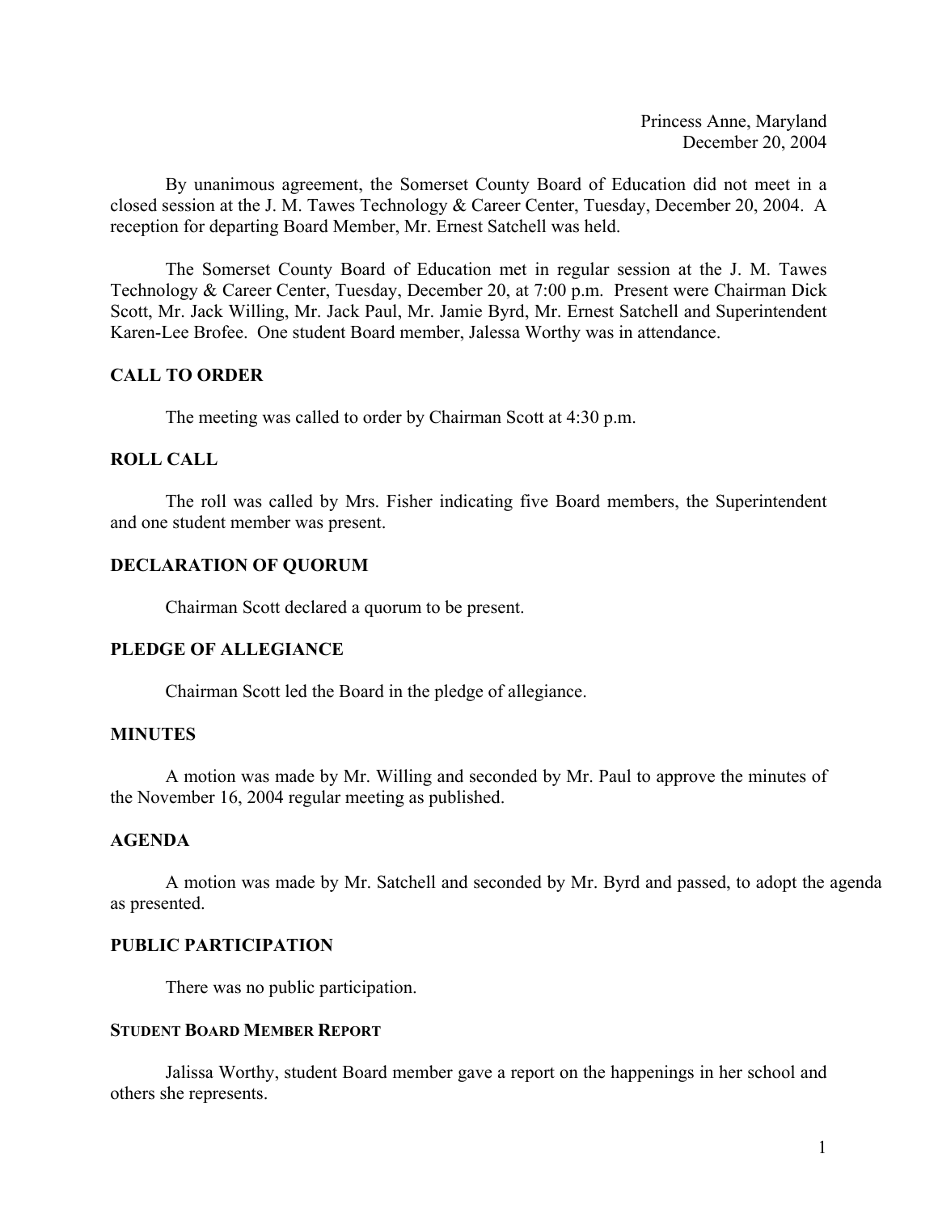Princess Anne, Maryland
December 20, 2004

By unanimous agreement, the Somerset County Board of Education did not meet in a closed session at the J. M. Tawes Technology & Career Center, Tuesday, December 20, 2004. A reception for departing Board Member, Mr. Ernest Satchell was held.

The Somerset County Board of Education met in regular session at the J. M. Tawes Technology & Career Center, Tuesday, December 20, at 7:00 p.m. Present were Chairman Dick Scott, Mr. Jack Willing, Mr. Jack Paul, Mr. Jamie Byrd, Mr. Ernest Satchell and Superintendent Karen-Lee Brofee. One student Board member, Jalessa Worthy was in attendance.

## CALL TO ORDER

The meeting was called to order by Chairman Scott at 4:30 p.m.

## ROLL CALL

The roll was called by Mrs. Fisher indicating five Board members, the Superintendent and one student member was present.

## DECLARATION OF QUORUM

Chairman Scott declared a quorum to be present.

## PLEDGE OF ALLEGIANCE

Chairman Scott led the Board in the pledge of allegiance.

## MINUTES

A motion was made by Mr. Willing and seconded by Mr. Paul to approve the minutes of the November 16, 2004 regular meeting as published.

## AGENDA

A motion was made by Mr. Satchell and seconded by Mr. Byrd and passed, to adopt the agenda as presented.

## PUBLIC PARTICIPATION

There was no public participation.

## STUDENT BOARD MEMBER REPORT

Jalissa Worthy, student Board member gave a report on the happenings in her school and others she represents.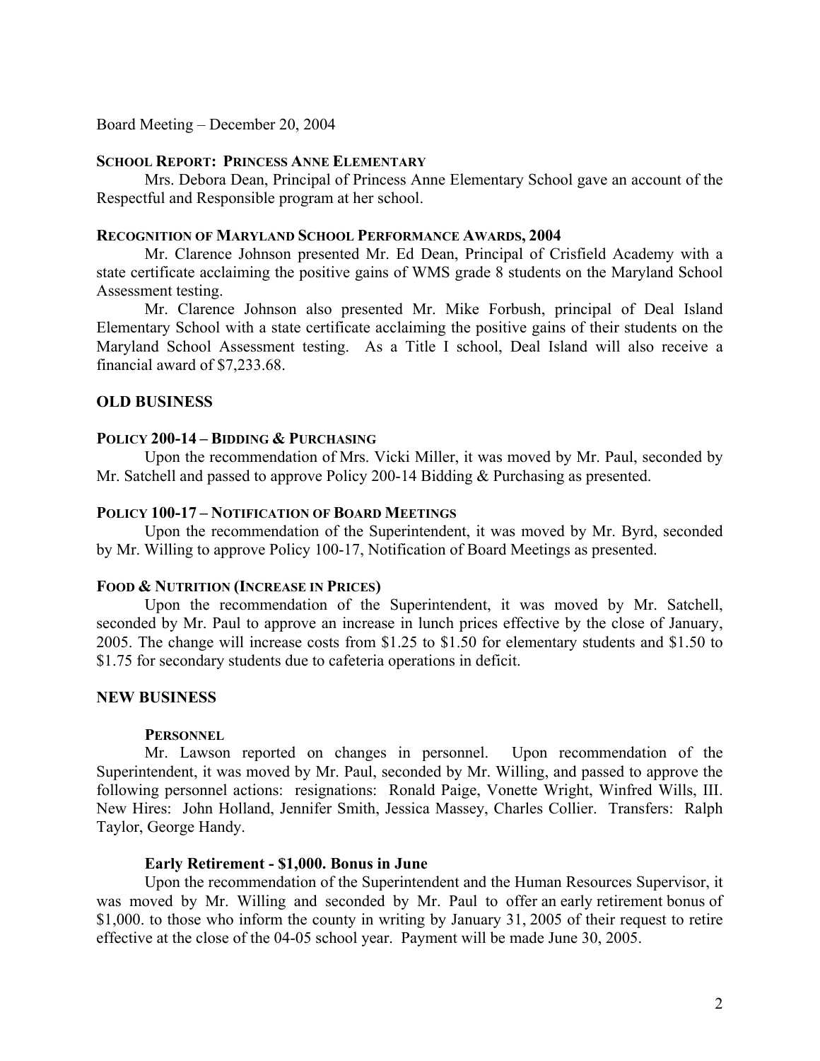Board Meeting – December 20, 2004

### SCHOOL REPORT: PRINCESS ANNE ELEMENTARY

Mrs. Debora Dean, Principal of Princess Anne Elementary School gave an account of the Respectful and Responsible program at her school.

### RECOGNITION OF MARYLAND SCHOOL PERFORMANCE AWARDS, 2004

Mr. Clarence Johnson presented Mr. Ed Dean, Principal of Crisfield Academy with a state certificate acclaiming the positive gains of WMS grade 8 students on the Maryland School Assessment testing.

Mr. Clarence Johnson also presented Mr. Mike Forbush, principal of Deal Island Elementary School with a state certificate acclaiming the positive gains of their students on the Maryland School Assessment testing. As a Title I school, Deal Island will also receive a financial award of $7,233.68.

## OLD BUSINESS

### POLICY 200-14 – BIDDING & PURCHASING

Upon the recommendation of Mrs. Vicki Miller, it was moved by Mr. Paul, seconded by Mr. Satchell and passed to approve Policy 200-14 Bidding & Purchasing as presented.

### POLICY 100-17 – NOTIFICATION OF BOARD MEETINGS

Upon the recommendation of the Superintendent, it was moved by Mr. Byrd, seconded by Mr. Willing to approve Policy 100-17, Notification of Board Meetings as presented.

### FOOD & NUTRITION (INCREASE IN PRICES)

Upon the recommendation of the Superintendent, it was moved by Mr. Satchell, seconded by Mr. Paul to approve an increase in lunch prices effective by the close of January, 2005. The change will increase costs from $1.25 to $1.50 for elementary students and $1.50 to $1.75 for secondary students due to cafeteria operations in deficit.

## NEW BUSINESS

### PERSONNEL

Mr. Lawson reported on changes in personnel. Upon recommendation of the Superintendent, it was moved by Mr. Paul, seconded by Mr. Willing, and passed to approve the following personnel actions: resignations: Ronald Paige, Vonette Wright, Winfred Wills, III. New Hires: John Holland, Jennifer Smith, Jessica Massey, Charles Collier. Transfers: Ralph Taylor, George Handy.

### Early Retirement - $1,000. Bonus in June

Upon the recommendation of the Superintendent and the Human Resources Supervisor, it was moved by Mr. Willing and seconded by Mr. Paul to offer an early retirement bonus of $1,000. to those who inform the county in writing by January 31, 2005 of their request to retire effective at the close of the 04-05 school year. Payment will be made June 30, 2005.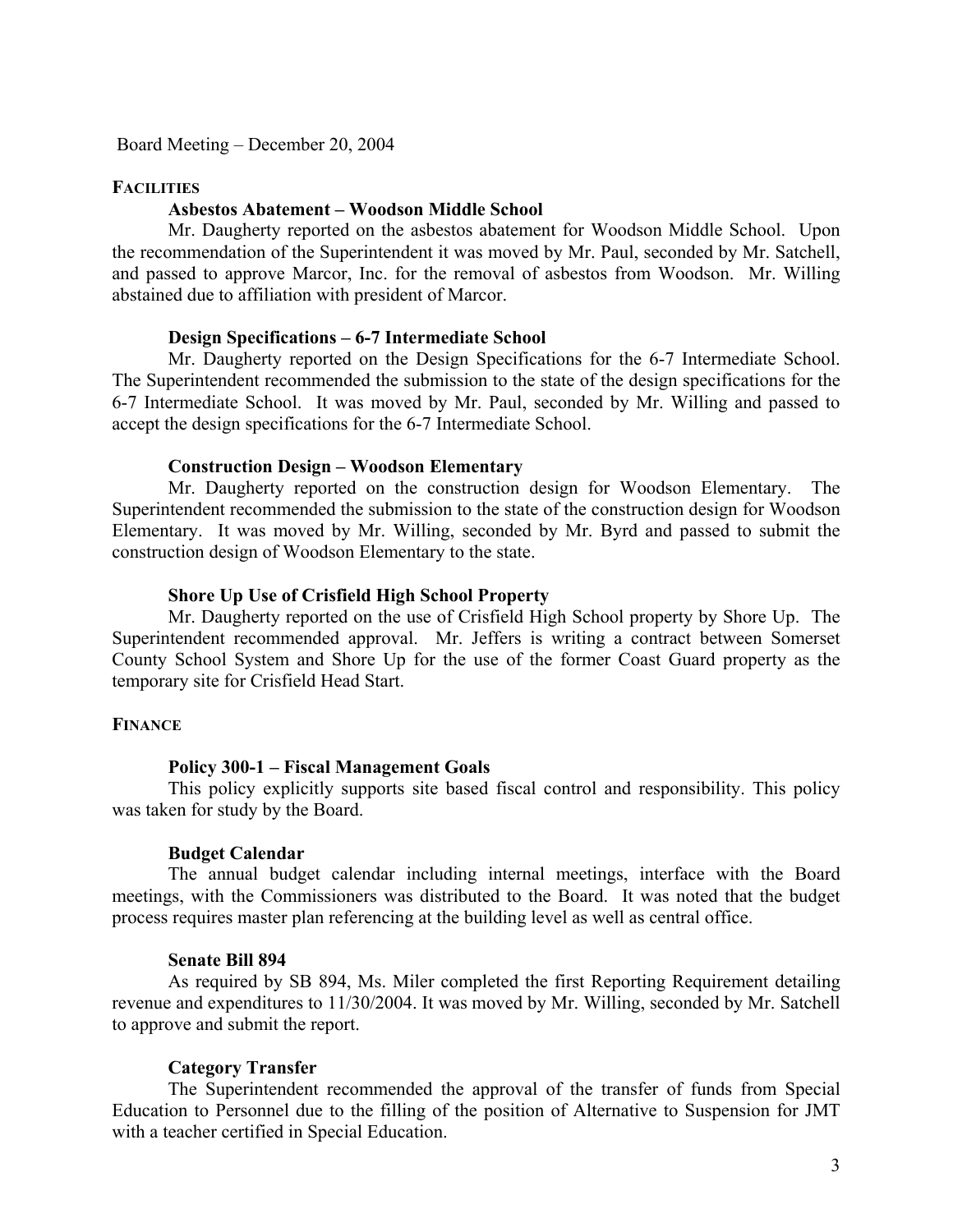Board Meeting – December 20, 2004

## FACILITIES

### Asbestos Abatement – Woodson Middle School

Mr. Daugherty reported on the asbestos abatement for Woodson Middle School. Upon the recommendation of the Superintendent it was moved by Mr. Paul, seconded by Mr. Satchell, and passed to approve Marcor, Inc. for the removal of asbestos from Woodson. Mr. Willing abstained due to affiliation with president of Marcor.

### Design Specifications – 6-7 Intermediate School

Mr. Daugherty reported on the Design Specifications for the 6-7 Intermediate School. The Superintendent recommended the submission to the state of the design specifications for the 6-7 Intermediate School. It was moved by Mr. Paul, seconded by Mr. Willing and passed to accept the design specifications for the 6-7 Intermediate School.

### Construction Design – Woodson Elementary

Mr. Daugherty reported on the construction design for Woodson Elementary. The Superintendent recommended the submission to the state of the construction design for Woodson Elementary. It was moved by Mr. Willing, seconded by Mr. Byrd and passed to submit the construction design of Woodson Elementary to the state.

### Shore Up Use of Crisfield High School Property

Mr. Daugherty reported on the use of Crisfield High School property by Shore Up. The Superintendent recommended approval. Mr. Jeffers is writing a contract between Somerset County School System and Shore Up for the use of the former Coast Guard property as the temporary site for Crisfield Head Start.

## FINANCE

### Policy 300-1 – Fiscal Management Goals

This policy explicitly supports site based fiscal control and responsibility. This policy was taken for study by the Board.

### Budget Calendar

The annual budget calendar including internal meetings, interface with the Board meetings, with the Commissioners was distributed to the Board. It was noted that the budget process requires master plan referencing at the building level as well as central office.

### Senate Bill 894

As required by SB 894, Ms. Miler completed the first Reporting Requirement detailing revenue and expenditures to 11/30/2004. It was moved by Mr. Willing, seconded by Mr. Satchell to approve and submit the report.

### Category Transfer

The Superintendent recommended the approval of the transfer of funds from Special Education to Personnel due to the filling of the position of Alternative to Suspension for JMT with a teacher certified in Special Education.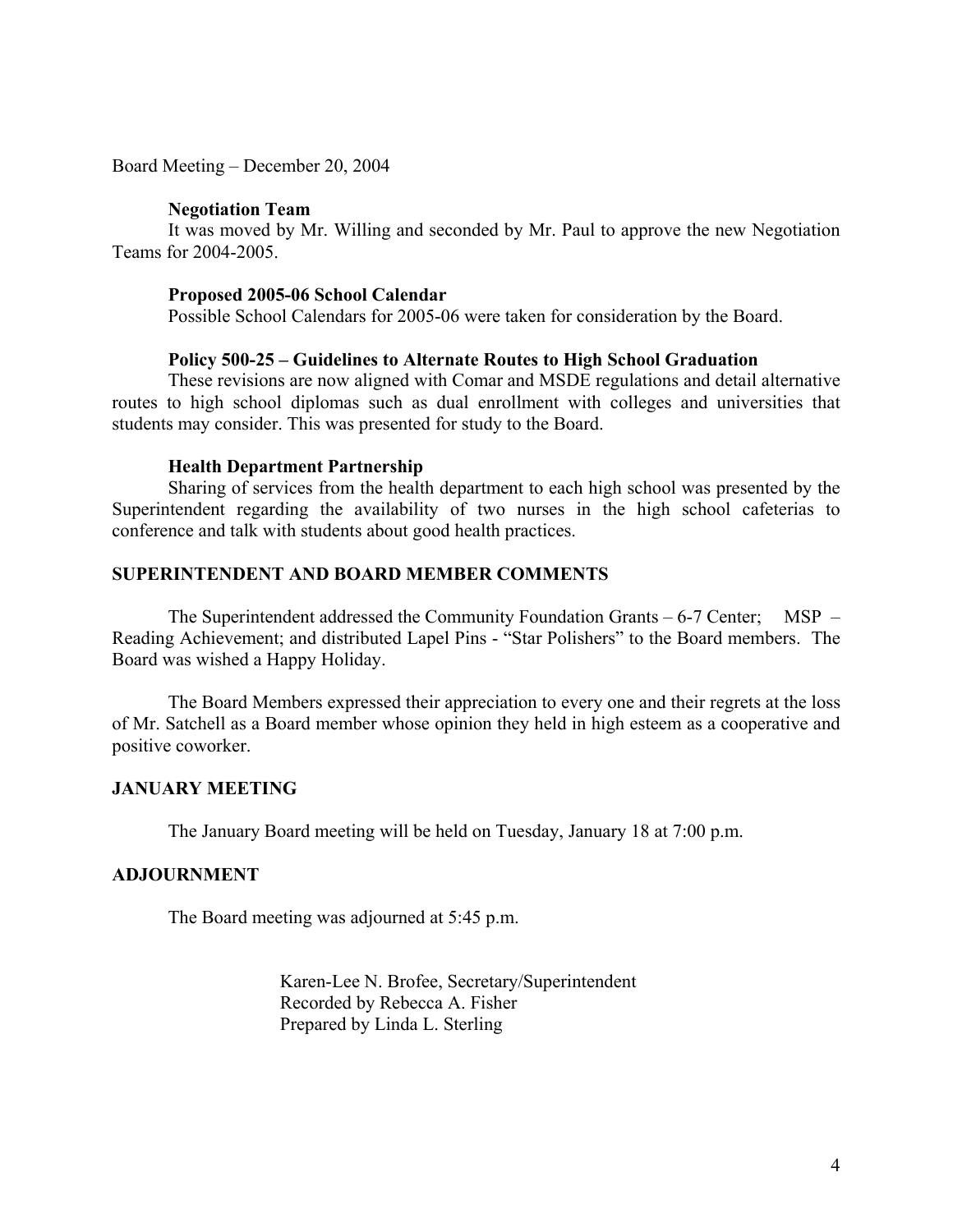Board Meeting – December 20, 2004

**Negotiation Team**

It was moved by Mr. Willing and seconded by Mr. Paul to approve the new Negotiation Teams for 2004-2005.

**Proposed 2005-06 School Calendar**

Possible School Calendars for 2005-06 were taken for consideration by the Board.

**Policy 500-25 – Guidelines to Alternate Routes to High School Graduation**

These revisions are now aligned with Comar and MSDE regulations and detail alternative routes to high school diplomas such as dual enrollment with colleges and universities that students may consider. This was presented for study to the Board.

**Health Department Partnership**

Sharing of services from the health department to each high school was presented by the Superintendent regarding the availability of two nurses in the high school cafeterias to conference and talk with students about good health practices.

## SUPERINTENDENT AND BOARD MEMBER COMMENTS

The Superintendent addressed the Community Foundation Grants – 6-7 Center; MSP – Reading Achievement; and distributed Lapel Pins - "Star Polishers" to the Board members. The Board was wished a Happy Holiday.

The Board Members expressed their appreciation to every one and their regrets at the loss of Mr. Satchell as a Board member whose opinion they held in high esteem as a cooperative and positive coworker.

## JANUARY MEETING

The January Board meeting will be held on Tuesday, January 18 at 7:00 p.m.

## ADJOURNMENT

The Board meeting was adjourned at 5:45 p.m.

Karen-Lee N. Brofee, Secretary/Superintendent
Recorded by Rebecca A. Fisher
Prepared by Linda L. Sterling